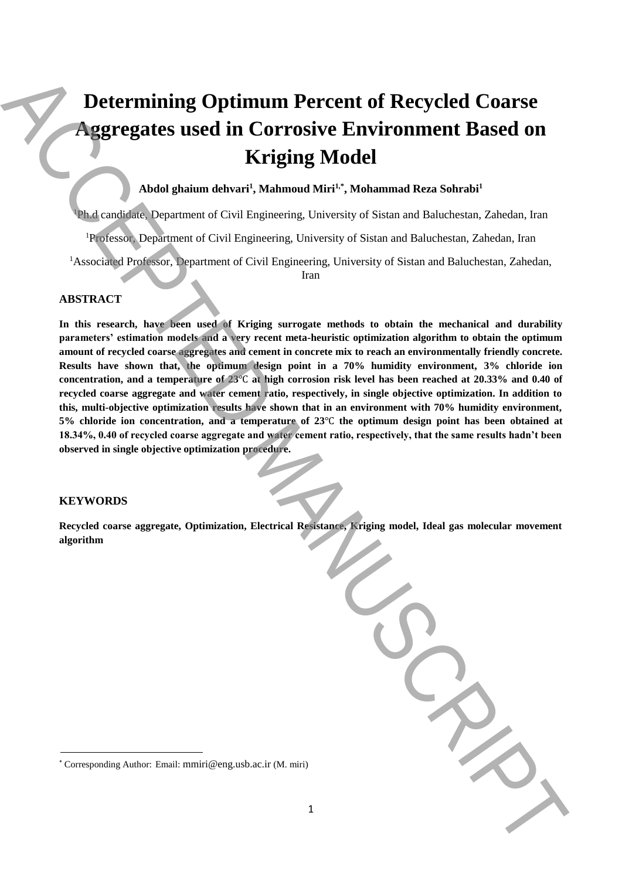# Determining Optimum Percent of Recycled Coarse Aggregates used in Corrosive Environment Based on Kriging Model

**Abdol ghaium dehvari[1], Mahmoud Miri[1,*], Mohammad Reza Sohrabi[1]**

[1]Ph.d candidate, Department of Civil Engineering, University of Sistan and Baluchestan, Zahedan, Iran

[1]Professor, Department of Civil Engineering, University of Sistan and Baluchestan, Zahedan, Iran

[1]Associated Professor, Department of Civil Engineering, University of Sistan and Baluchestan, Zahedan, Iran

## ABSTRACT

**In this research, have been used of Kriging surrogate methods to obtain the mechanical and durability parameters' estimation models and a very recent meta-heuristic optimization algorithm to obtain the optimum amount of recycled coarse aggregates and cement in concrete mix to reach an environmentally friendly concrete. Results have shown that, the optimum design point in a 70% humidity environment, 3% chloride ion concentration, and a temperature of 23°C at high corrosion risk level has been reached at 20.33% and 0.40 of recycled coarse aggregate and water cement ratio, respectively, in single objective optimization. In addition to this, multi-objective optimization results have shown that in an environment with 70% humidity environment, 5% chloride ion concentration, and a temperature of 23°C the optimum design point has been obtained at 18.34%, 0.40 of recycled coarse aggregate and water cement ratio, respectively, that the same results hadn't been observed in single objective optimization procedure.**

## KEYWORDS

**Recycled coarse aggregate, Optimization, Electrical Resistance, Kriging model, Ideal gas molecular movement algorithm**

---

[*] Corresponding Author: Email: mmiri@eng.usb.ac.ir (M. miri)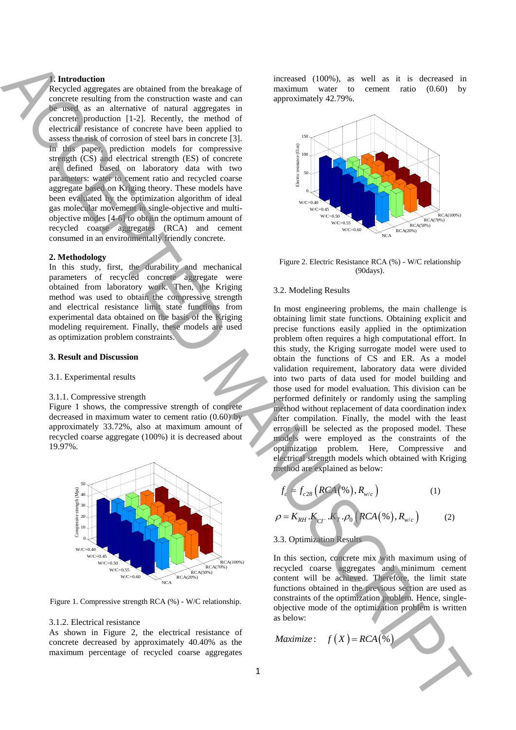## 1. Introduction

Recycled aggregates are obtained from the breakage of concrete resulting from the construction waste and can be used as an alternative of natural aggregates in concrete production [1-2]. Recently, the method of electrical resistance of concrete have been applied to assess the risk of corrosion of steel bars in concrete [3]. In this paper, prediction models for compressive strength (CS) and electrical strength (ES) of concrete are defined based on laboratory data with two parameters: water to cement ratio and recycled coarse aggregate based on Kriging theory. These models have been evaluated by the optimization algorithm of ideal gas molecular movement in single-objective and multi-objective modes [4-6] to obtain the optimum amount of recycled coarse aggregates (RCA) and cement consumed in an environmentally friendly concrete.

## 2. Methodology

In this study, first, the durability and mechanical parameters of recycled concrete aggregate were obtained from laboratory work. Then, the Kriging method was used to obtain the compressive strength and electrical resistance limit state functions from experimental data obtained on the basis of the Kriging modeling requirement. Finally, these models are used as optimization problem constraints.

## 3. Result and Discussion

### 3.1. Experimental results

#### 3.1.1. Compressive strength

Figure 1 shows, the compressive strength of concrete decreased in maximum water to cement ratio (0.60) by approximately 33.72%, also at maximum amount of recycled coarse aggregate (100%) it is decreased about 19.97%.

Figure 1. Compressive strength RCA (%) - W/C relationship.

#### 3.1.2. Electrical resistance

As shown in Figure 2, the electrical resistance of concrete decreased by approximately 40.40% as the maximum percentage of recycled coarse aggregates increased (100%), as well as it is decreased in maximum water to cement ratio (0.60) by approximately 42.79%.

Figure 2. Electric Resistance RCA (%) - W/C relationship (90days).

### 3.2. Modeling Results

In most engineering problems, the main challenge is obtaining limit state functions. Obtaining explicit and precise functions easily applied in the optimization problem often requires a high computational effort. In this study, the Kriging surrogate model were used to obtain the functions of CS and ER. As a model validation requirement, laboratory data were divided into two parts of data used for model building and those used for model evaluation. This division can be performed definitely or randomly using the sampling method without replacement of data coordination index after compilation. Finally, the model with the least error will be selected as the proposed model. These models were employed as the constraints of the optimization problem. Here, Compressive and electrical strength models which obtained with Kriging method are explained as below:

$$f_c = f_{c28}\left(RCA(\%), R_{w/c}\right) \qquad (1)$$

$$\rho = K_{RH}.K_{Cl^-}.K_T.\rho_0\left(RCA(\%), R_{w/c}\right) \qquad (2)$$

### 3.3. Optimization Results

In this section, concrete mix with maximum using of recycled coarse aggregates and minimum cement content will be achieved. Therefore, the limit state functions obtained in the previous section are used as constraints of the optimization problem. Hence, single-objective mode of the optimization problem is written as below:

$$Maximize: \quad f(X) = RCA(\%)$$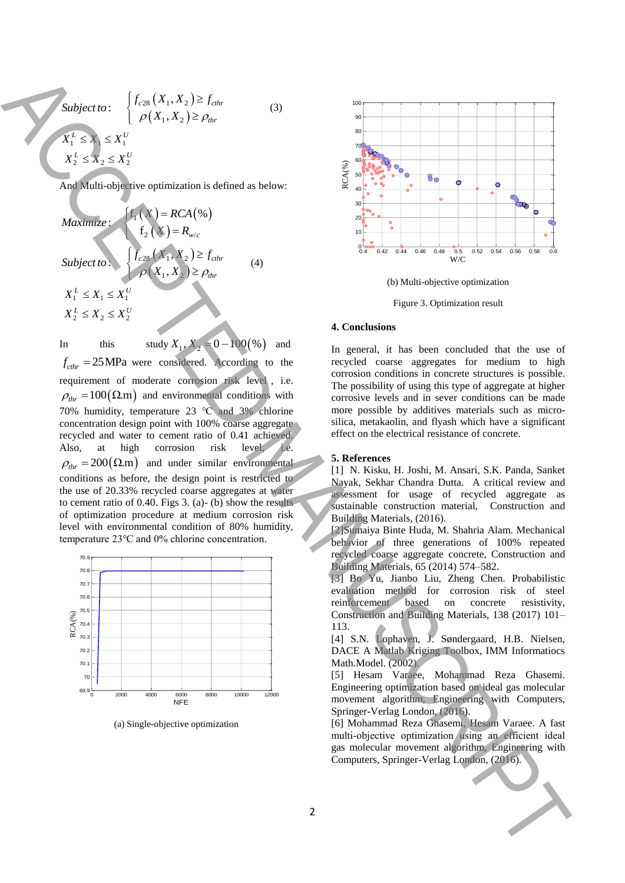$$Subject\ to: \begin{cases} f_{c28}(X_1, X_2) \geq f_{cthr} \\ \rho(X_1, X_2) \geq \rho_{thr} \end{cases} \quad (3)$$

$$X_1^L \leq X_1 \leq X_1^U$$

$$X_2^L \leq X_2 \leq X_2^U$$

And Multi-objective optimization is defined as below:

$$Maximize: \begin{cases} f_1(X) = RCA(\%) \\ f_2(X) = R_{w/c} \end{cases}$$

$$Subject\ to: \begin{cases} f_{c28}(X_1, X_2) \geq f_{cthr} \\ \rho(X_1, X_2) \geq \rho_{thr} \end{cases} \quad (4)$$

$$X_1^L \leq X_1 \leq X_1^U$$

$$X_2^L \leq X_2 \leq X_2^U$$

In this study $X_1, X_2 = 0-100(\%)$ and $f_{cthr} = 25\text{MPa}$ were considered. According to the requirement of moderate corrosion risk level, i.e. $\rho_{thr} = 100(\Omega.\text{m})$ and environmental conditions with 70% humidity, temperature 23 ℃ and 3% chlorine concentration design point with 100% coarse aggregate recycled and water to cement ratio of 0.41 achieved. Also, at high corrosion risk level, i.e. $\rho_{thr} = 200(\Omega.\text{m})$ and under similar environmental conditions as before, the design point is restricted to the use of 20.33% recycled coarse aggregates at water to cement ratio of 0.40. Figs 3. (a)- (b) show the results of optimization procedure at medium corrosion risk level with environmental condition of 80% humidity, temperature 23℃ and 0% chlorine concentration.

RCA(%)
70.9
70.8
70.7
70.6
70.5
70.4
70.3
70.2
70.1
70
69.9
0
2000
4000
6000
8000
10000
12000
NFE

(a) Single-objective optimization

RCA(%)
100
90
80
70
60
50
40
30
20
10
0
0.4
0.42
0.44
0.46
0.48
0.5
0.52
0.54
0.56
0.58
0.6
W/C

(b) Multi-objective optimization

Figure 3. Optimization result

## 4. Conclusions

In general, it has been concluded that the use of recycled coarse aggregates for medium to high corrosion conditions in concrete structures is possible. The possibility of using this type of aggregate at higher corrosive levels and in sever conditions can be made more possible by additives materials such as micro-silica, metakaolin, and flyash which have a significant effect on the electrical resistance of concrete.

## 5. References

[1] N. Kisku, H. Joshi, M. Ansari, S.K. Panda, Sanket Nayak, Sekhar Chandra Dutta. A critical review and assessment for usage of recycled aggregate as sustainable construction material, Construction and Building Materials, (2016).

[2]Sumaiya Binte Huda, M. Shahria Alam. Mechanical behavior of three generations of 100% repeated recycled coarse aggregate concrete, Construction and Building Materials, 65 (2014) 574–582.

[3] Bo Yu, Jianbo Liu, Zheng Chen. Probabilistic evaluation method for corrosion risk of steel reinforcement based on concrete resistivity, Construction and Building Materials, 138 (2017) 101–113.

[4] S.N. Lophaven, J. Søndergaard, H.B. Nielsen, DACE A Matlab Kriging Toolbox, IMM Informatiocs Math.Model. (2002).

[5] Hesam Varaee, Mohammad Reza Ghasemi. Engineering optimization based on ideal gas molecular movement algorithm, Engineering with Computers, Springer-Verlag London, (2016).

[6] Mohammad Reza Ghasemi, Hesam Varaee. A fast multi-objective optimization using an efficient ideal gas molecular movement algorithm, Engineering with Computers, Springer-Verlag London, (2016).